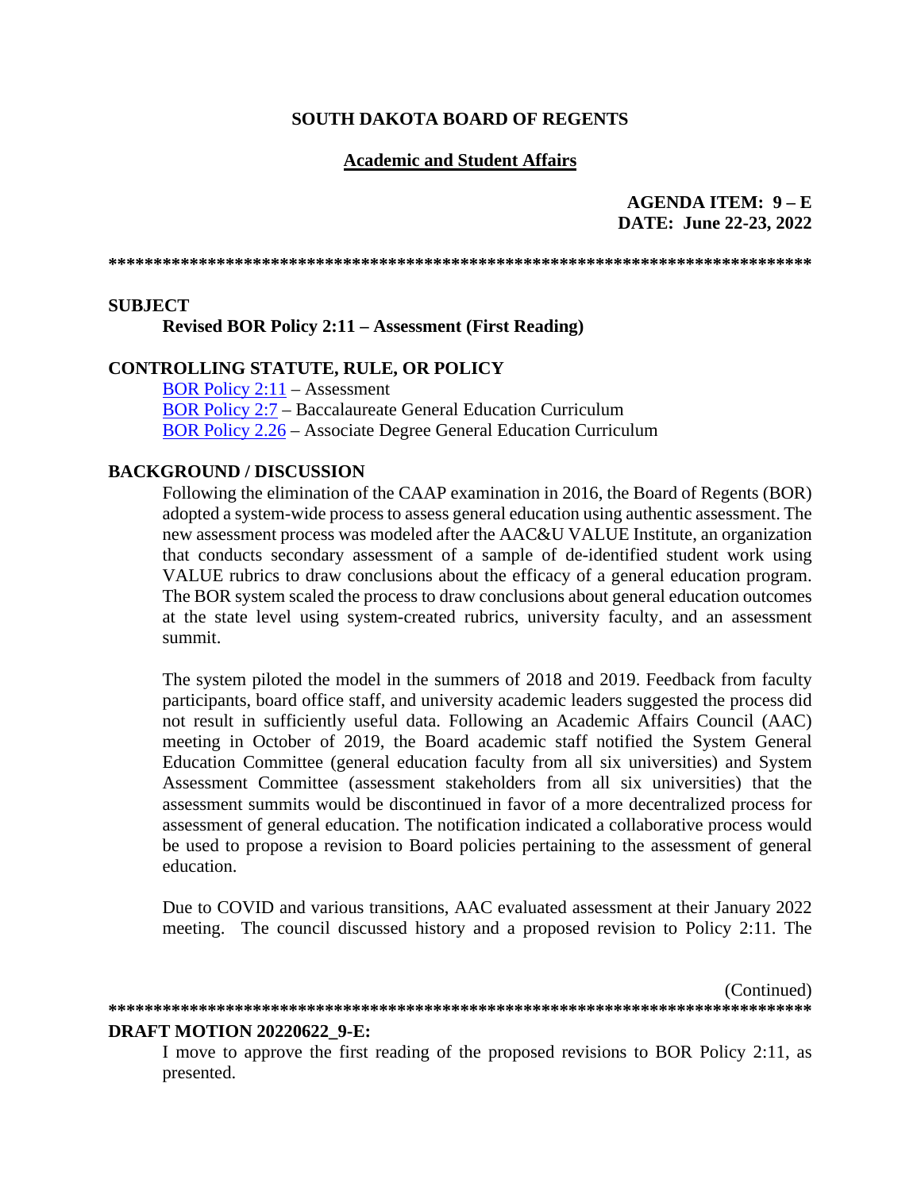**SOUTH DAKOTA BOARD OF REGENTS**

**Academic and Student Affairs**

**AGENDA ITEM: 9 – E**
**DATE: June 22-23, 2022**

*******************************************************************************

**SUBJECT**

**Revised BOR Policy 2:11 – Assessment (First Reading)**

**CONTROLLING STATUTE, RULE, OR POLICY**

BOR Policy 2:11 – Assessment
BOR Policy 2:7 – Baccalaureate General Education Curriculum
BOR Policy 2.26 – Associate Degree General Education Curriculum

**BACKGROUND / DISCUSSION**

Following the elimination of the CAAP examination in 2016, the Board of Regents (BOR) adopted a system-wide process to assess general education using authentic assessment. The new assessment process was modeled after the AAC&U VALUE Institute, an organization that conducts secondary assessment of a sample of de-identified student work using VALUE rubrics to draw conclusions about the efficacy of a general education program. The BOR system scaled the process to draw conclusions about general education outcomes at the state level using system-created rubrics, university faculty, and an assessment summit.

The system piloted the model in the summers of 2018 and 2019. Feedback from faculty participants, board office staff, and university academic leaders suggested the process did not result in sufficiently useful data. Following an Academic Affairs Council (AAC) meeting in October of 2019, the Board academic staff notified the System General Education Committee (general education faculty from all six universities) and System Assessment Committee (assessment stakeholders from all six universities) that the assessment summits would be discontinued in favor of a more decentralized process for assessment of general education. The notification indicated a collaborative process would be used to propose a revision to Board policies pertaining to the assessment of general education.

Due to COVID and various transitions, AAC evaluated assessment at their January 2022 meeting. The council discussed history and a proposed revision to Policy 2:11. The

(Continued)

*******************************************************************************

**DRAFT MOTION 20220622_9-E:**

I move to approve the first reading of the proposed revisions to BOR Policy 2:11, as presented.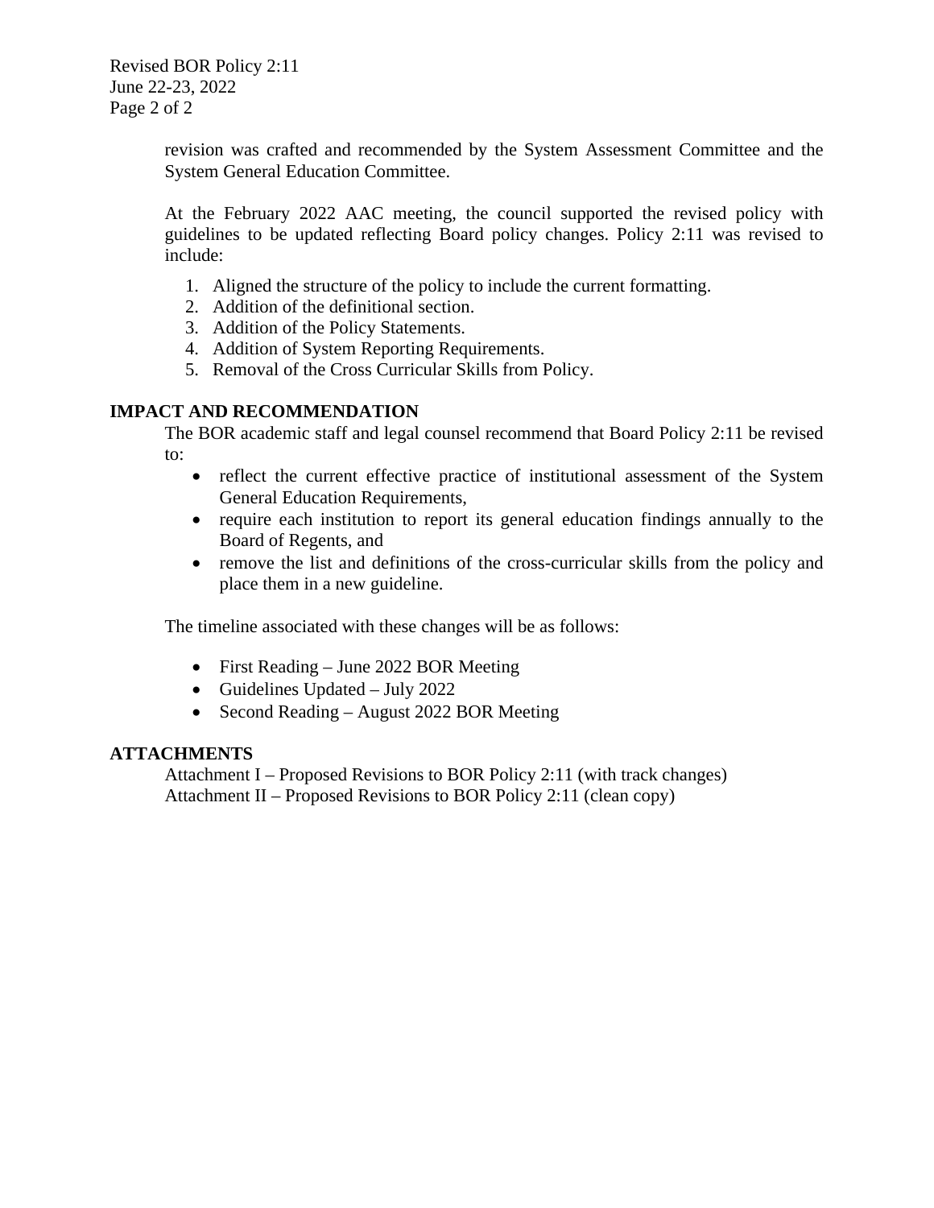revision was crafted and recommended by the System Assessment Committee and the System General Education Committee.

At the February 2022 AAC meeting, the council supported the revised policy with guidelines to be updated reflecting Board policy changes. Policy 2:11 was revised to include:

1. Aligned the structure of the policy to include the current formatting.
2. Addition of the definitional section.
3. Addition of the Policy Statements.
4. Addition of System Reporting Requirements.
5. Removal of the Cross Curricular Skills from Policy.

## IMPACT AND RECOMMENDATION

The BOR academic staff and legal counsel recommend that Board Policy 2:11 be revised to:

- reflect the current effective practice of institutional assessment of the System General Education Requirements,
- require each institution to report its general education findings annually to the Board of Regents, and
- remove the list and definitions of the cross-curricular skills from the policy and place them in a new guideline.

The timeline associated with these changes will be as follows:

- First Reading – June 2022 BOR Meeting
- Guidelines Updated – July 2022
- Second Reading – August 2022 BOR Meeting

## ATTACHMENTS

Attachment I – Proposed Revisions to BOR Policy 2:11 (with track changes)
Attachment II – Proposed Revisions to BOR Policy 2:11 (clean copy)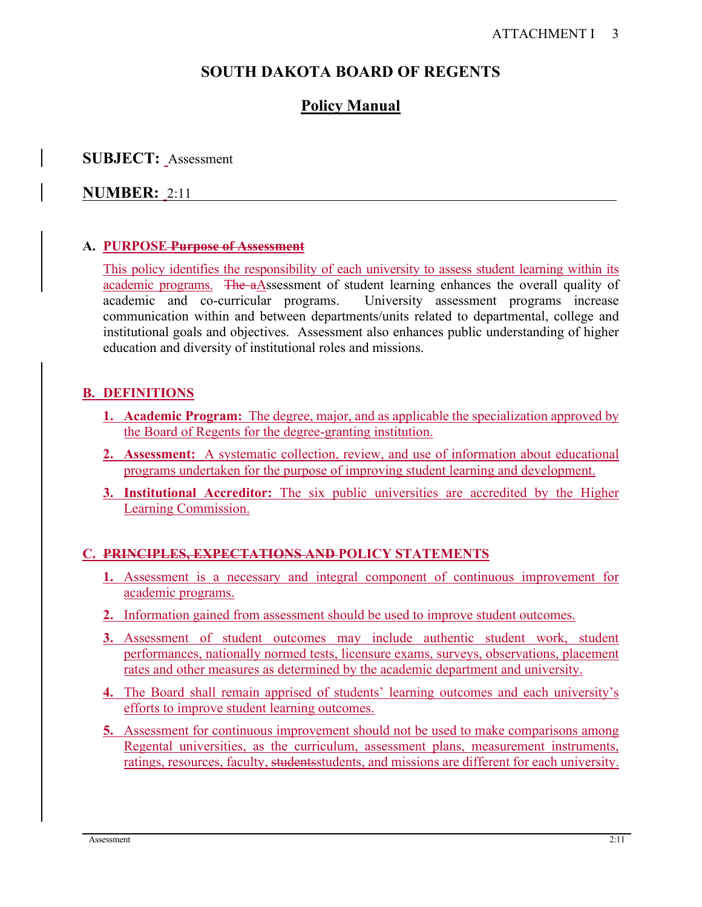# SOUTH DAKOTA BOARD OF REGENTS

## Policy Manual

**SUBJECT:** Assessment

**NUMBER:** 2:11

**A. PURPOSE ~~Purpose of Assessment~~**

This policy identifies the responsibility of each university to assess student learning within its academic programs. ~~The a~~Assessment of student learning enhances the overall quality of academic and co-curricular programs. University assessment programs increase communication within and between departments/units related to departmental, college and institutional goals and objectives. Assessment also enhances public understanding of higher education and diversity of institutional roles and missions.

**B. DEFINITIONS**

1. **Academic Program:** The degree, major, and as applicable the specialization approved by the Board of Regents for the degree-granting institution.
2. **Assessment:** A systematic collection, review, and use of information about educational programs undertaken for the purpose of improving student learning and development.
3. **Institutional Accreditor:** The six public universities are accredited by the Higher Learning Commission.

**C. ~~PRINCIPLES, EXPECTATIONS AND~~ POLICY STATEMENTS**

1. Assessment is a necessary and integral component of continuous improvement for academic programs.
2. Information gained from assessment should be used to improve student outcomes.
3. Assessment of student outcomes may include authentic student work, student performances, nationally normed tests, licensure exams, surveys, observations, placement rates and other measures as determined by the academic department and university.
4. The Board shall remain apprised of students' learning outcomes and each university's efforts to improve student learning outcomes.
5. Assessment for continuous improvement should not be used to make comparisons among Regental universities, as the curriculum, assessment plans, measurement instruments, ratings, resources, faculty, ~~students~~students, and missions are different for each university.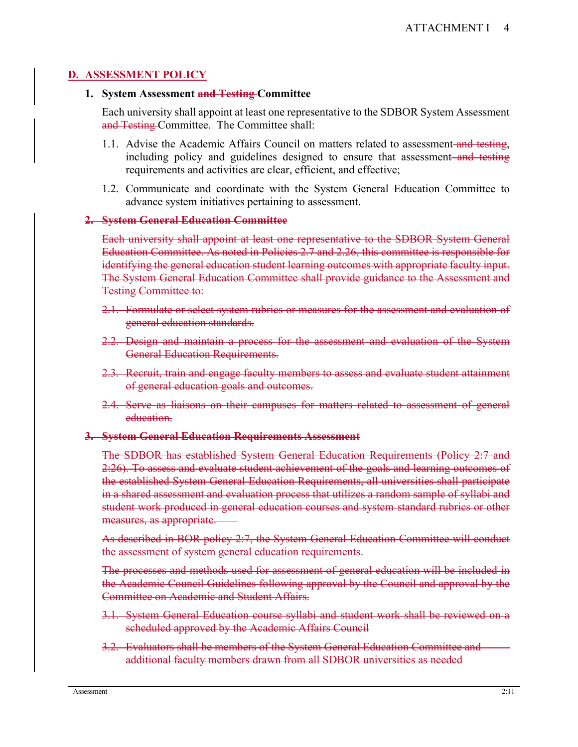## D. ASSESSMENT POLICY

### 1. System Assessment ~~and Testing~~ Committee

Each university shall appoint at least one representative to the SDBOR System Assessment ~~and Testing~~ Committee. The Committee shall:

1.1. Advise the Academic Affairs Council on matters related to assessment ~~and testing~~, including policy and guidelines designed to ensure that assessment ~~and testing~~ requirements and activities are clear, efficient, and effective;

1.2. Communicate and coordinate with the System General Education Committee to advance system initiatives pertaining to assessment.

### ~~2. System General Education Committee~~

~~Each university shall appoint at least one representative to the SDBOR System General Education Committee. As noted in Policies 2.7 and 2.26, this committee is responsible for identifying the general education student learning outcomes with appropriate faculty input. The System General Education Committee shall provide guidance to the Assessment and Testing Committee to:~~

~~2.1. Formulate or select system rubrics or measures for the assessment and evaluation of general education standards.~~

~~2.2. Design and maintain a process for the assessment and evaluation of the System General Education Requirements.~~

~~2.3. Recruit, train and engage faculty members to assess and evaluate student attainment of general education goals and outcomes.~~

~~2.4. Serve as liaisons on their campuses for matters related to assessment of general education.~~

### ~~3. System General Education Requirements Assessment~~

~~The SDBOR has established System General Education Requirements (Policy 2:7 and 2:26). To assess and evaluate student achievement of the goals and learning outcomes of the established System General Education Requirements, all universities shall participate in a shared assessment and evaluation process that utilizes a random sample of syllabi and student work produced in general education courses and system standard rubrics or other measures, as appropriate.~~

~~As described in BOR policy 2:7, the System General Education Committee will conduct the assessment of system general education requirements.~~

~~The processes and methods used for assessment of general education will be included in the Academic Council Guidelines following approval by the Council and approval by the Committee on Academic and Student Affairs.~~

~~3.1. System General Education course syllabi and student work shall be reviewed on a scheduled approved by the Academic Affairs Council~~

~~3.2. Evaluators shall be members of the System General Education Committee and additional faculty members drawn from all SDBOR universities as needed~~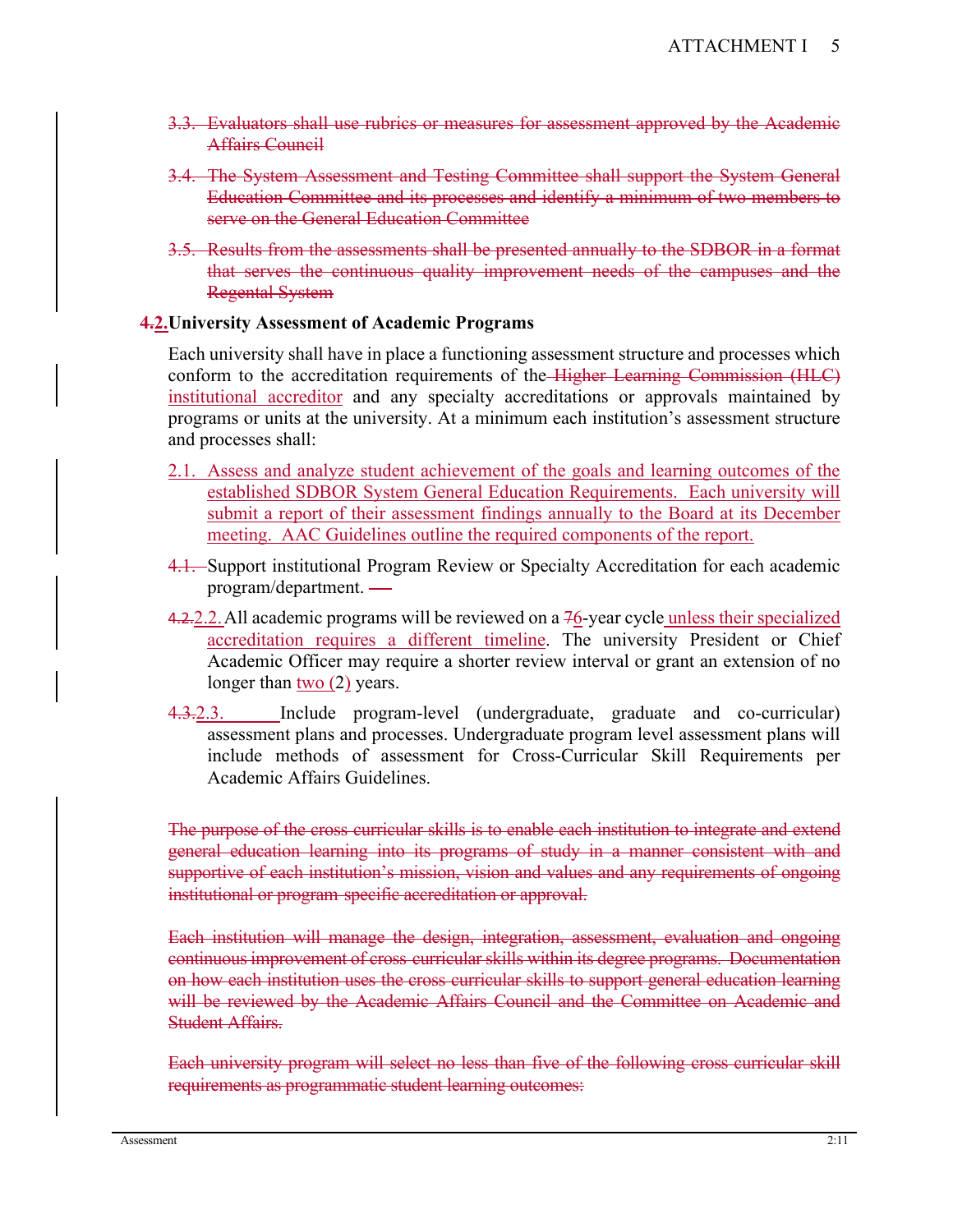3.3. ~~Evaluators shall use rubrics or measures for assessment approved by the Academic Affairs Council~~

3.4. ~~The System Assessment and Testing Committee shall support the System General Education Committee and its processes and identify a minimum of two members to serve on the General Education Committee~~

3.5. ~~Results from the assessments shall be presented annually to the SDBOR in a format that serves the continuous quality improvement needs of the campuses and the Regental System~~

**~~4.~~2. University Assessment of Academic Programs**

Each university shall have in place a functioning assessment structure and processes which conform to the accreditation requirements of the ~~Higher Learning Commission (HLC)~~ institutional accreditor and any specialty accreditations or approvals maintained by programs or units at the university. At a minimum each institution's assessment structure and processes shall:

2.1. Assess and analyze student achievement of the goals and learning outcomes of the established SDBOR System General Education Requirements. Each university will submit a report of their assessment findings annually to the Board at its December meeting. AAC Guidelines outline the required components of the report.

~~4.1.~~ Support institutional Program Review or Specialty Accreditation for each academic program/department.

~~4.2.~~2.2. All academic programs will be reviewed on a ~~7~~6-year cycle unless their specialized accreditation requires a different timeline. The university President or Chief Academic Officer may require a shorter review interval or grant an extension of no longer than two (2) years.

~~4.3.~~2.3. Include program-level (undergraduate, graduate and co-curricular) assessment plans and processes. Undergraduate program level assessment plans will include methods of assessment for Cross-Curricular Skill Requirements per Academic Affairs Guidelines.

~~The purpose of the cross curricular skills is to enable each institution to integrate and extend general education learning into its programs of study in a manner consistent with and supportive of each institution's mission, vision and values and any requirements of ongoing institutional or program specific accreditation or approval.~~

~~Each institution will manage the design, integration, assessment, evaluation and ongoing continuous improvement of cross curricular skills within its degree programs. Documentation on how each institution uses the cross curricular skills to support general education learning will be reviewed by the Academic Affairs Council and the Committee on Academic and Student Affairs.~~

~~Each university program will select no less than five of the following cross curricular skill requirements as programmatic student learning outcomes:~~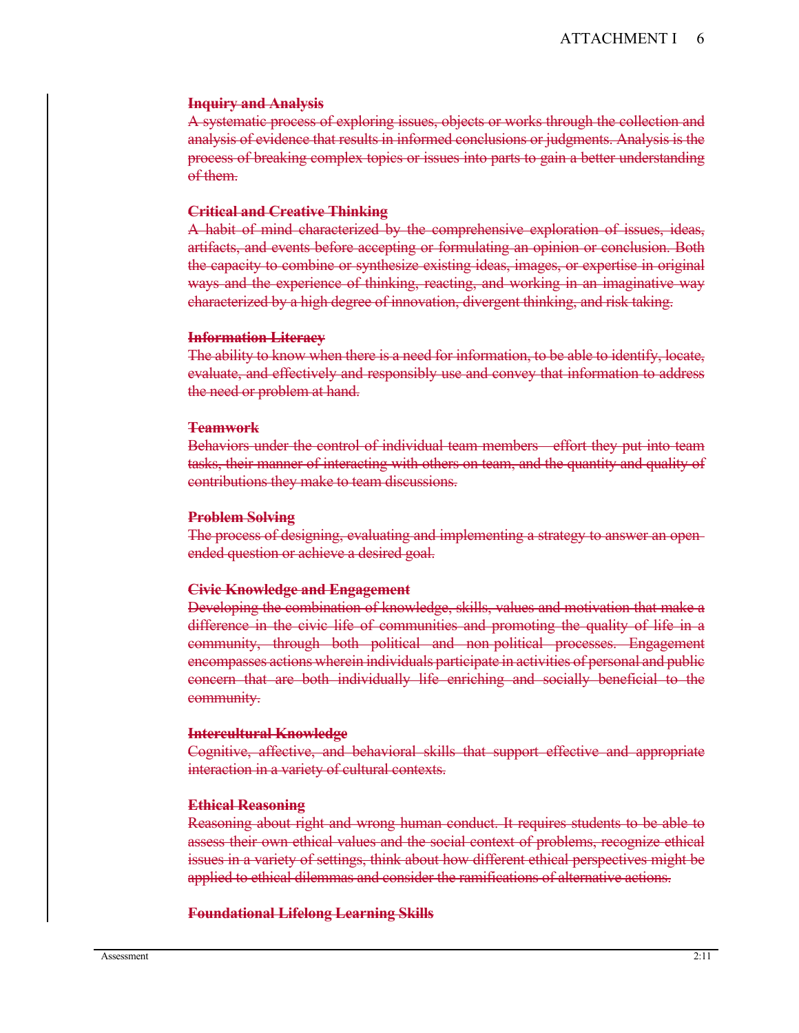~~**Inquiry and Analysis**~~

~~A systematic process of exploring issues, objects or works through the collection and analysis of evidence that results in informed conclusions or judgments. Analysis is the process of breaking complex topics or issues into parts to gain a better understanding of them.~~

~~**Critical and Creative Thinking**~~

~~A habit of mind characterized by the comprehensive exploration of issues, ideas, artifacts, and events before accepting or formulating an opinion or conclusion. Both the capacity to combine or synthesize existing ideas, images, or expertise in original ways and the experience of thinking, reacting, and working in an imaginative way characterized by a high degree of innovation, divergent thinking, and risk taking.~~

~~**Information Literacy**~~

~~The ability to know when there is a need for information, to be able to identify, locate, evaluate, and effectively and responsibly use and convey that information to address the need or problem at hand.~~

~~**Teamwork**~~

~~Behaviors under the control of individual team members – effort they put into team tasks, their manner of interacting with others on team, and the quantity and quality of contributions they make to team discussions.~~

~~**Problem Solving**~~

~~The process of designing, evaluating and implementing a strategy to answer an open-ended question or achieve a desired goal.~~

~~**Civic Knowledge and Engagement**~~

~~Developing the combination of knowledge, skills, values and motivation that make a difference in the civic life of communities and promoting the quality of life in a community, through both political and non-political processes. Engagement encompasses actions wherein individuals participate in activities of personal and public concern that are both individually life enriching and socially beneficial to the community.~~

~~**Intercultural Knowledge**~~

~~Cognitive, affective, and behavioral skills that support effective and appropriate interaction in a variety of cultural contexts.~~

~~**Ethical Reasoning**~~

~~Reasoning about right and wrong human conduct. It requires students to be able to assess their own ethical values and the social context of problems, recognize ethical issues in a variety of settings, think about how different ethical perspectives might be applied to ethical dilemmas and consider the ramifications of alternative actions.~~

~~**Foundational Lifelong Learning Skills**~~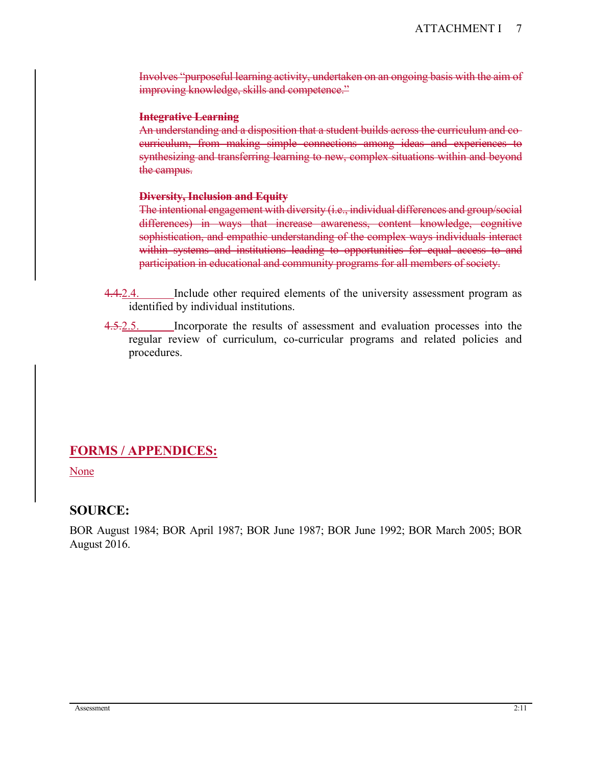~~Involves "purposeful learning activity, undertaken on an ongoing basis with the aim of improving knowledge, skills and competence."~~

~~**Integrative Learning**~~
~~An understanding and a disposition that a student builds across the curriculum and co-curriculum, from making simple connections among ideas and experiences to synthesizing and transferring learning to new, complex situations within and beyond the campus.~~

~~**Diversity, Inclusion and Equity**~~
~~The intentional engagement with diversity (i.e., individual differences and group/social differences) in ways that increase awareness, content knowledge, cognitive sophistication, and empathic understanding of the complex ways individuals interact within systems and institutions leading to opportunities for equal access to and participation in educational and community programs for all members of society.~~

~~4.4.~~2.4. Include other required elements of the university assessment program as identified by individual institutions.

~~4.5.~~2.5. Incorporate the results of assessment and evaluation processes into the regular review of curriculum, co-curricular programs and related policies and procedures.

## FORMS / APPENDICES:

None

## SOURCE:

BOR August 1984; BOR April 1987; BOR June 1987; BOR June 1992; BOR March 2005; BOR August 2016.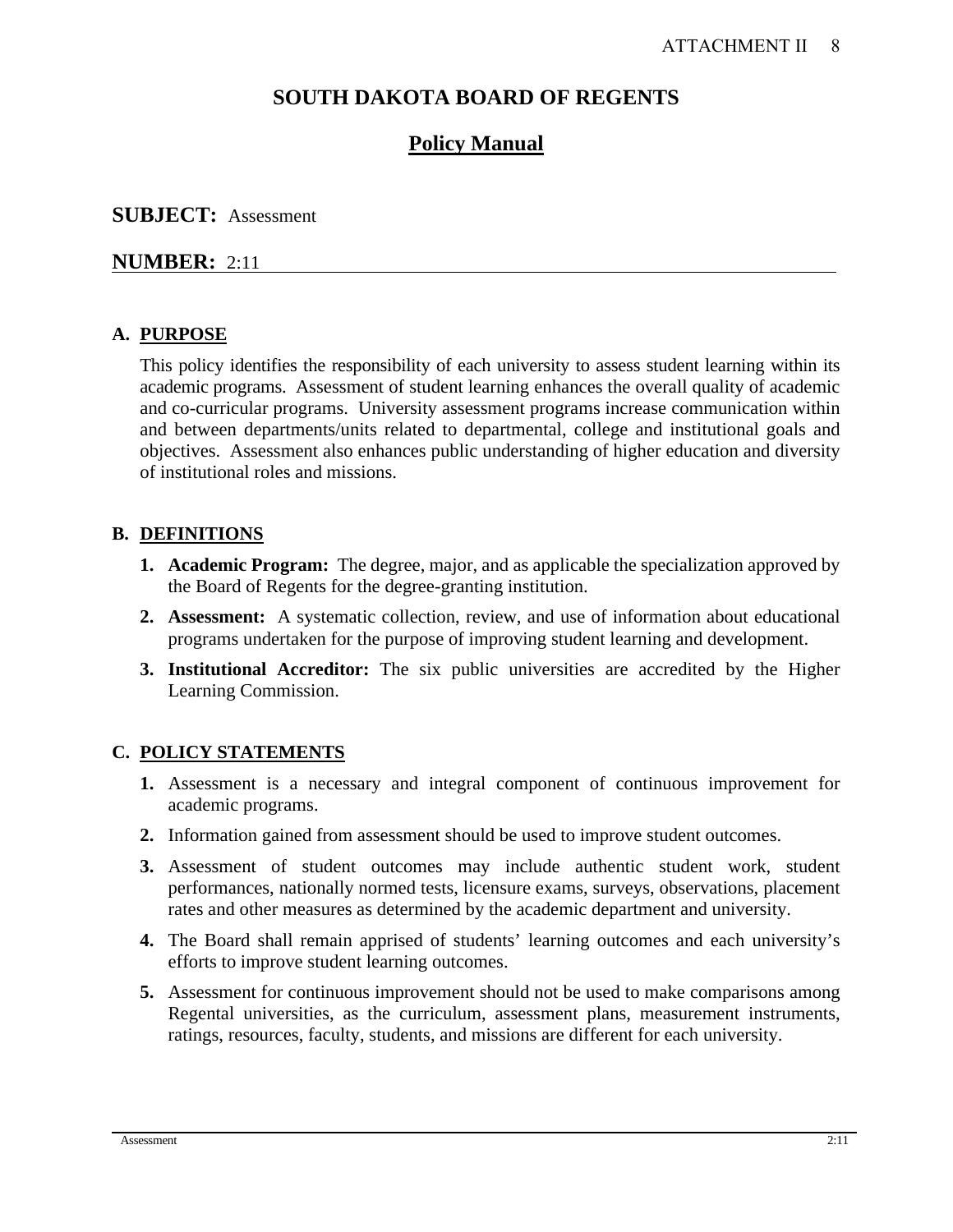# SOUTH DAKOTA BOARD OF REGENTS

## Policy Manual

**SUBJECT:** Assessment

**NUMBER:** 2:11

### A. PURPOSE

This policy identifies the responsibility of each university to assess student learning within its academic programs. Assessment of student learning enhances the overall quality of academic and co-curricular programs. University assessment programs increase communication within and between departments/units related to departmental, college and institutional goals and objectives. Assessment also enhances public understanding of higher education and diversity of institutional roles and missions.

### B. DEFINITIONS

1. **Academic Program:** The degree, major, and as applicable the specialization approved by the Board of Regents for the degree-granting institution.
2. **Assessment:** A systematic collection, review, and use of information about educational programs undertaken for the purpose of improving student learning and development.
3. **Institutional Accreditor:** The six public universities are accredited by the Higher Learning Commission.

### C. POLICY STATEMENTS

1. Assessment is a necessary and integral component of continuous improvement for academic programs.
2. Information gained from assessment should be used to improve student outcomes.
3. Assessment of student outcomes may include authentic student work, student performances, nationally normed tests, licensure exams, surveys, observations, placement rates and other measures as determined by the academic department and university.
4. The Board shall remain apprised of students' learning outcomes and each university's efforts to improve student learning outcomes.
5. Assessment for continuous improvement should not be used to make comparisons among Regental universities, as the curriculum, assessment plans, measurement instruments, ratings, resources, faculty, students, and missions are different for each university.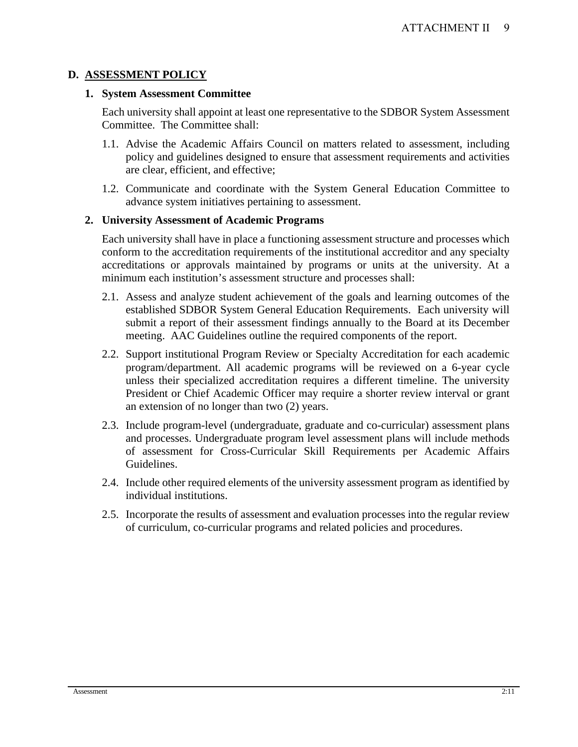## D. ASSESSMENT POLICY

### 1. System Assessment Committee

Each university shall appoint at least one representative to the SDBOR System Assessment Committee. The Committee shall:

1.1. Advise the Academic Affairs Council on matters related to assessment, including policy and guidelines designed to ensure that assessment requirements and activities are clear, efficient, and effective;

1.2. Communicate and coordinate with the System General Education Committee to advance system initiatives pertaining to assessment.

### 2. University Assessment of Academic Programs

Each university shall have in place a functioning assessment structure and processes which conform to the accreditation requirements of the institutional accreditor and any specialty accreditations or approvals maintained by programs or units at the university. At a minimum each institution's assessment structure and processes shall:

2.1. Assess and analyze student achievement of the goals and learning outcomes of the established SDBOR System General Education Requirements. Each university will submit a report of their assessment findings annually to the Board at its December meeting. AAC Guidelines outline the required components of the report.

2.2. Support institutional Program Review or Specialty Accreditation for each academic program/department. All academic programs will be reviewed on a 6-year cycle unless their specialized accreditation requires a different timeline. The university President or Chief Academic Officer may require a shorter review interval or grant an extension of no longer than two (2) years.

2.3. Include program-level (undergraduate, graduate and co-curricular) assessment plans and processes. Undergraduate program level assessment plans will include methods of assessment for Cross-Curricular Skill Requirements per Academic Affairs Guidelines.

2.4. Include other required elements of the university assessment program as identified by individual institutions.

2.5. Incorporate the results of assessment and evaluation processes into the regular review of curriculum, co-curricular programs and related policies and procedures.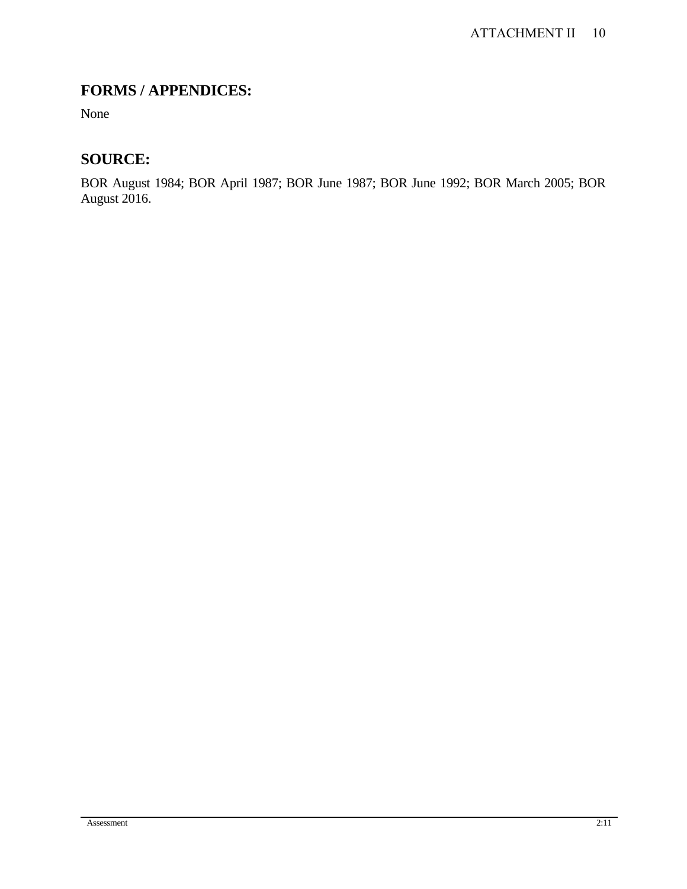## FORMS / APPENDICES:

None

## SOURCE:

BOR August 1984; BOR April 1987; BOR June 1987; BOR June 1992; BOR March 2005; BOR August 2016.